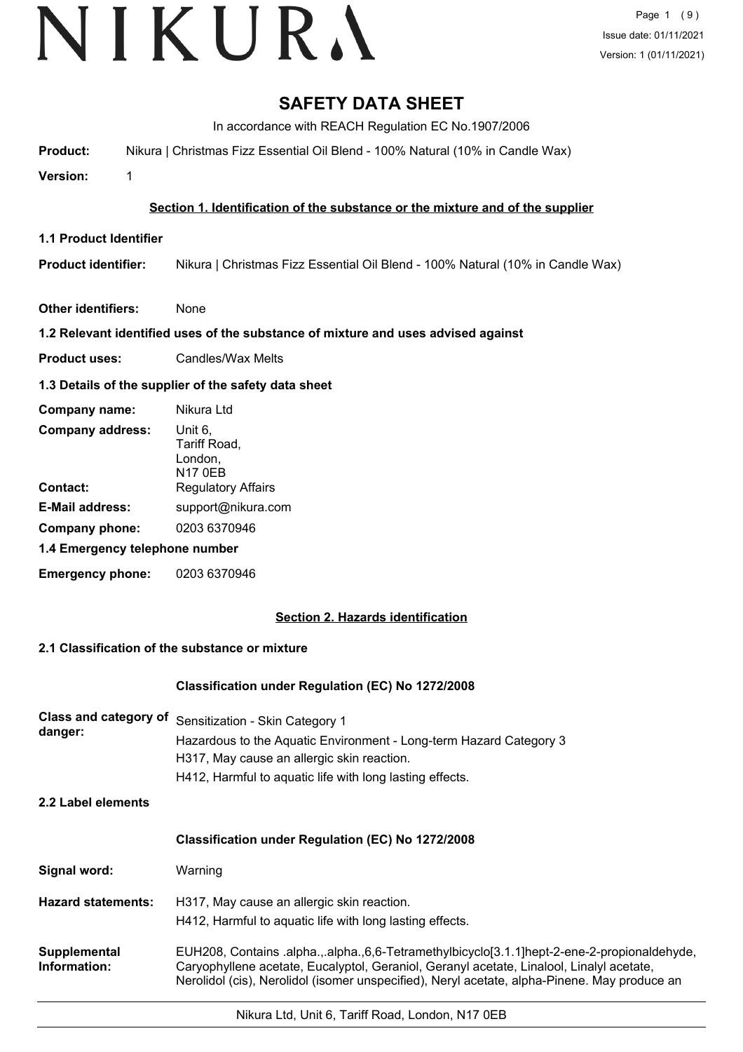# SAFETY DATA SHEET

In accordance with REACH Regulation EC No.1907/2006

**Product:** Nikura | Christmas Fizz Essential Oil Blend - 100% Natural (10% in Candle Wax)

**Version:** 1

## Section 1. Identification of the substance or the mixture and of the supplier

### 1.1 Product Identifier

**Product identifier:** Nikura | Christmas Fizz Essential Oil Blend - 100% Natural (10% in Candle Wax)

**Other identifiers:** None

### 1.2 Relevant identified uses of the substance of mixture and uses advised against

**Product uses:** Candles/Wax Melts

### 1.3 Details of the supplier of the safety data sheet

**Company name:** Nikura Ltd

**Company address:** Unit 6,
Tariff Road,
London,
N17 0EB

**Contact:** Regulatory Affairs

**E-Mail address:** support@nikura.com

**Company phone:** 0203 6370946

### 1.4 Emergency telephone number

**Emergency phone:** 0203 6370946

## Section 2. Hazards identification

### 2.1 Classification of the substance or mixture

**Classification under Regulation (EC) No 1272/2008**

**Class and category of danger:** Sensitization - Skin Category 1
Hazardous to the Aquatic Environment - Long-term Hazard Category 3
H317, May cause an allergic skin reaction.
H412, Harmful to aquatic life with long lasting effects.

### 2.2 Label elements

**Classification under Regulation (EC) No 1272/2008**

**Signal word:** Warning

**Hazard statements:** H317, May cause an allergic skin reaction.
H412, Harmful to aquatic life with long lasting effects.

**Supplemental Information:** EUH208, Contains .alpha.,.alpha.,6,6-Tetramethylbicyclo[3.1.1]hept-2-ene-2-propionaldehyde, Caryophyllene acetate, Eucalyptol, Geraniol, Geranyl acetate, Linalool, Linalyl acetate, Nerolidol (cis), Nerolidol (isomer unspecified), Neryl acetate, alpha-Pinene. May produce an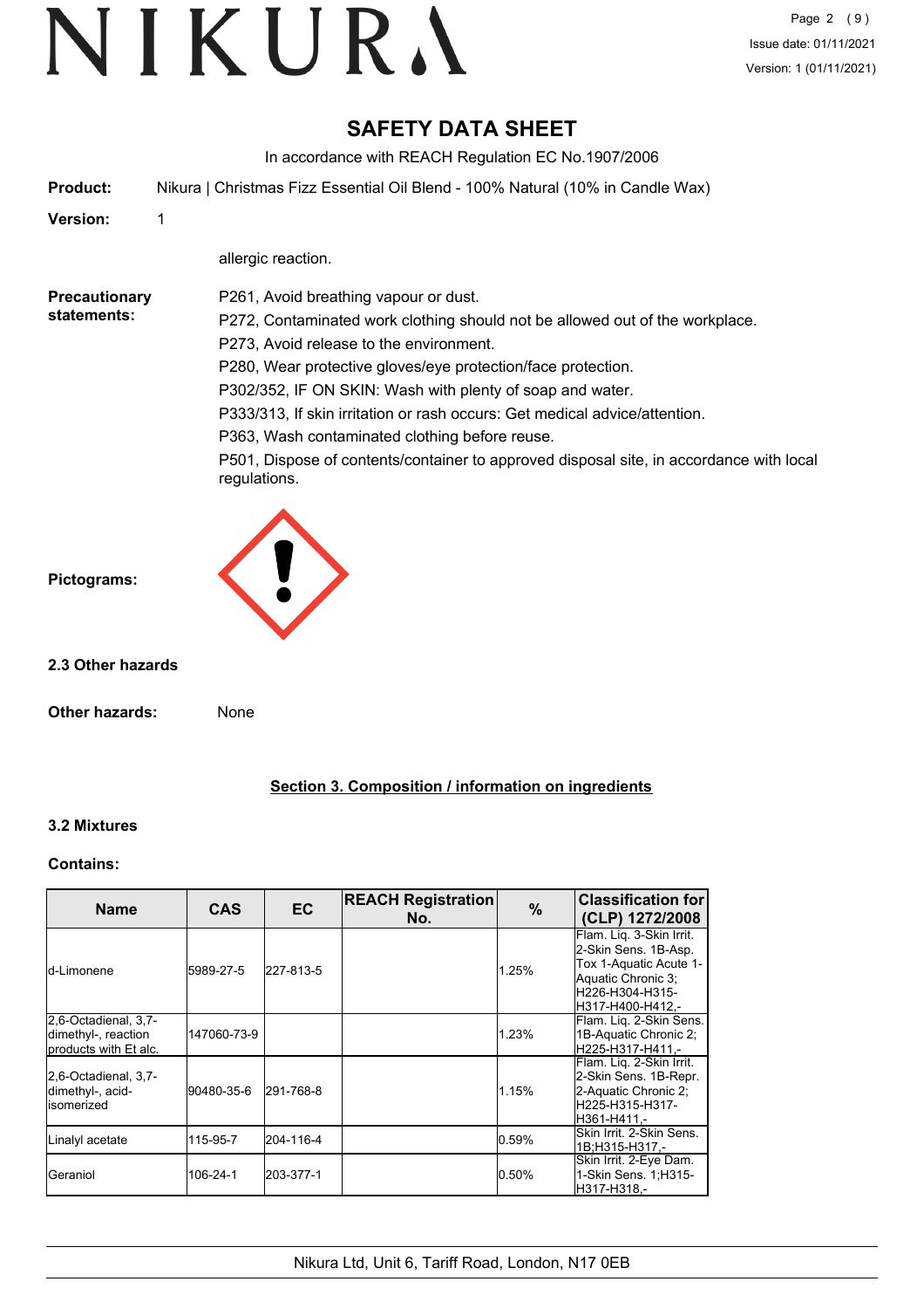# SAFETY DATA SHEET

In accordance with REACH Regulation EC No.1907/2006

**Product:** Nikura | Christmas Fizz Essential Oil Blend - 100% Natural (10% in Candle Wax)

**Version:** 1

allergic reaction.

**Precautionary statements:**

P261, Avoid breathing vapour or dust.
P272, Contaminated work clothing should not be allowed out of the workplace.
P273, Avoid release to the environment.
P280, Wear protective gloves/eye protection/face protection.
P302/352, IF ON SKIN: Wash with plenty of soap and water.
P333/313, If skin irritation or rash occurs: Get medical advice/attention.
P363, Wash contaminated clothing before reuse.
P501, Dispose of contents/container to approved disposal site, in accordance with local regulations.

**Pictograms:**

### 2.3 Other hazards

**Other hazards:** None

## Section 3. Composition / information on ingredients

### 3.2 Mixtures

**Contains:**

| Name | CAS | EC | REACH Registration No. | % | Classification for (CLP) 1272/2008 |
|---|---|---|---|---|---|
| d-Limonene | 5989-27-5 | 227-813-5 | | 1.25% | Flam. Liq. 3-Skin Irrit. 2-Skin Sens. 1B-Asp. Tox 1-Aquatic Acute 1-Aquatic Chronic 3;H226-H304-H315-H317-H400-H412,- |
| 2,6-Octadienal, 3,7-dimethyl-, reaction products with Et alc. | 147060-73-9 | | | 1.23% | Flam. Liq. 2-Skin Sens. 1B-Aquatic Chronic 2;H225-H317-H411,- |
| 2,6-Octadienal, 3,7-dimethyl-, acid-isomerized | 90480-35-6 | 291-768-8 | | 1.15% | Flam. Liq. 2-Skin Irrit. 2-Skin Sens. 1B-Repr. 2-Aquatic Chronic 2;H225-H315-H317-H361-H411,- |
| Linalyl acetate | 115-95-7 | 204-116-4 | | 0.59% | Skin Irrit. 2-Skin Sens. 1B;H315-H317,- |
| Geraniol | 106-24-1 | 203-377-1 | | 0.50% | Skin Irrit. 2-Eye Dam. 1-Skin Sens. 1;H315-H317-H318,- |

Nikura Ltd, Unit 6, Tariff Road, London, N17 0EB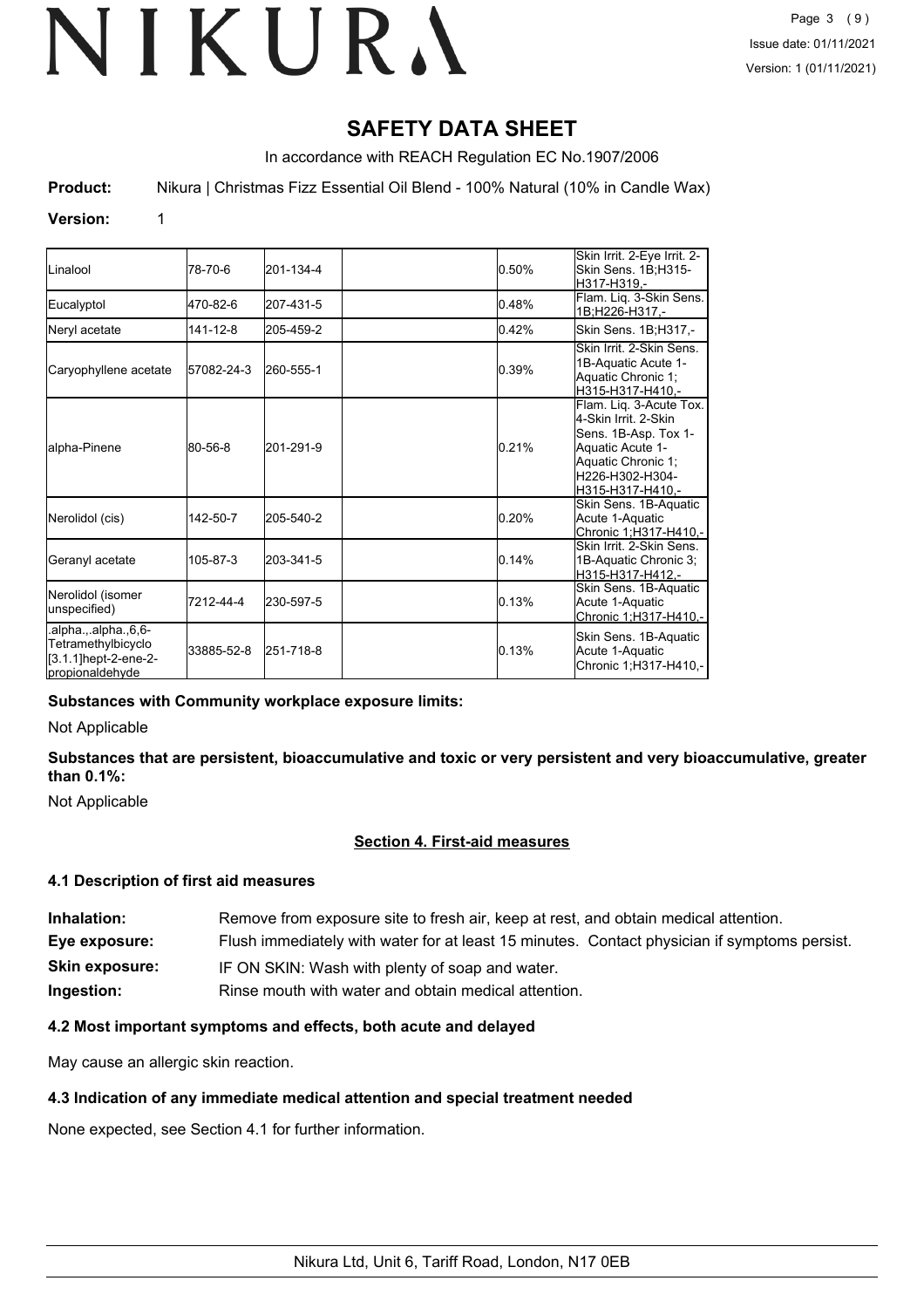# SAFETY DATA SHEET

In accordance with REACH Regulation EC No.1907/2006

**Product:** Nikura | Christmas Fizz Essential Oil Blend - 100% Natural (10% in Candle Wax)

**Version:** 1

| | | | | | |
|---|---|---|---|---|---|
| Linalool | 78-70-6 | 201-134-4 | | 0.50% | Skin Irrit. 2-Eye Irrit. 2-Skin Sens. 1B;H315-H317-H319,- |
| Eucalyptol | 470-82-6 | 207-431-5 | | 0.48% | Flam. Liq. 3-Skin Sens. 1B;H226-H317,- |
| Neryl acetate | 141-12-8 | 205-459-2 | | 0.42% | Skin Sens. 1B;H317,- |
| Caryophyllene acetate | 57082-24-3 | 260-555-1 | | 0.39% | Skin Irrit. 2-Skin Sens. 1B-Aquatic Acute 1-Aquatic Chronic 1; H315-H317-H410,- |
| alpha-Pinene | 80-56-8 | 201-291-9 | | 0.21% | Flam. Liq. 3-Acute Tox. 4-Skin Irrit. 2-Skin Sens. 1B-Asp. Tox 1-Aquatic Acute 1-Aquatic Chronic 1; H226-H302-H304-H315-H317-H410,- |
| Nerolidol (cis) | 142-50-7 | 205-540-2 | | 0.20% | Skin Sens. 1B-Aquatic Acute 1-Aquatic Chronic 1;H317-H410,- |
| Geranyl acetate | 105-87-3 | 203-341-5 | | 0.14% | Skin Irrit. 2-Skin Sens. 1B-Aquatic Chronic 3; H315-H317-H412,- |
| Nerolidol (isomer unspecified) | 7212-44-4 | 230-597-5 | | 0.13% | Skin Sens. 1B-Aquatic Acute 1-Aquatic Chronic 1;H317-H410,- |
| .alpha.,.alpha.,6,6-Tetramethylbicyclo [3.1.1]hept-2-ene-2-propionaldehyde | 33885-52-8 | 251-718-8 | | 0.13% | Skin Sens. 1B-Aquatic Acute 1-Aquatic Chronic 1;H317-H410,- |

**Substances with Community workplace exposure limits:**

Not Applicable

**Substances that are persistent, bioaccumulative and toxic or very persistent and very bioaccumulative, greater than 0.1%:**

Not Applicable

## Section 4. First-aid measures

### 4.1 Description of first aid measures

**Inhalation:** Remove from exposure site to fresh air, keep at rest, and obtain medical attention.

**Eye exposure:** Flush immediately with water for at least 15 minutes. Contact physician if symptoms persist.

**Skin exposure:** IF ON SKIN: Wash with plenty of soap and water.

**Ingestion:** Rinse mouth with water and obtain medical attention.

### 4.2 Most important symptoms and effects, both acute and delayed

May cause an allergic skin reaction.

### 4.3 Indication of any immediate medical attention and special treatment needed

None expected, see Section 4.1 for further information.

Nikura Ltd, Unit 6, Tariff Road, London, N17 0EB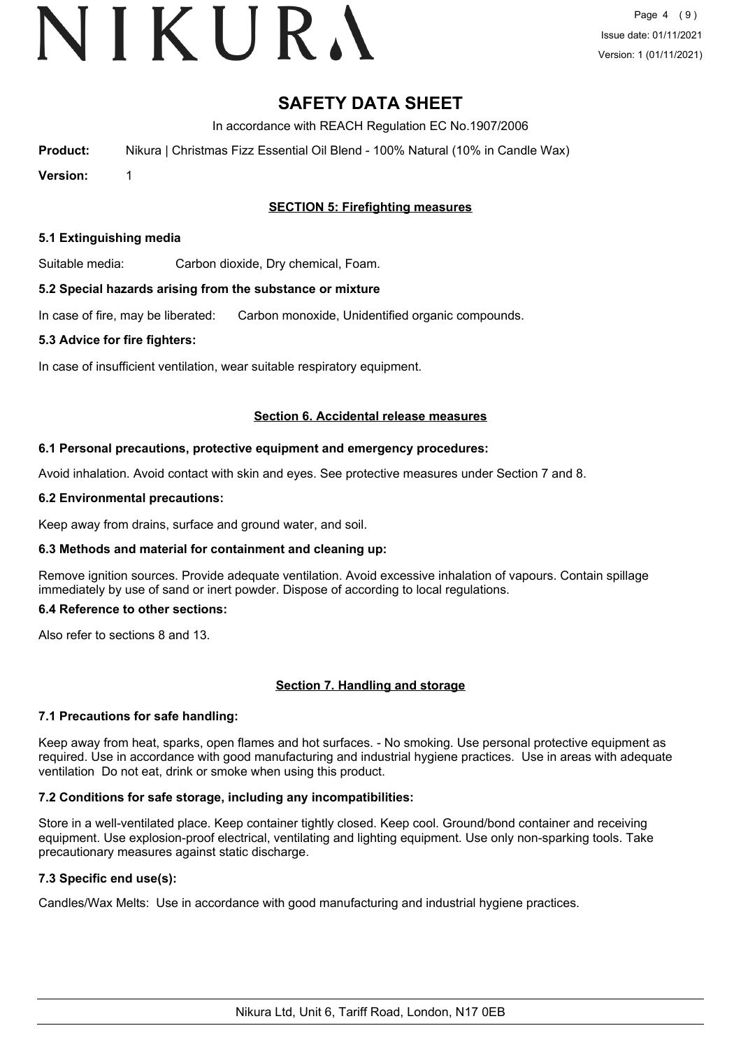# SAFETY DATA SHEET

In accordance with REACH Regulation EC No.1907/2006

**Product:** Nikura | Christmas Fizz Essential Oil Blend - 100% Natural (10% in Candle Wax)

**Version:** 1

## SECTION 5: Firefighting measures

### 5.1 Extinguishing media

Suitable media: Carbon dioxide, Dry chemical, Foam.

### 5.2 Special hazards arising from the substance or mixture

In case of fire, may be liberated: Carbon monoxide, Unidentified organic compounds.

### 5.3 Advice for fire fighters:

In case of insufficient ventilation, wear suitable respiratory equipment.

## Section 6. Accidental release measures

### 6.1 Personal precautions, protective equipment and emergency procedures:

Avoid inhalation. Avoid contact with skin and eyes. See protective measures under Section 7 and 8.

### 6.2 Environmental precautions:

Keep away from drains, surface and ground water, and soil.

### 6.3 Methods and material for containment and cleaning up:

Remove ignition sources. Provide adequate ventilation. Avoid excessive inhalation of vapours. Contain spillage immediately by use of sand or inert powder. Dispose of according to local regulations.

### 6.4 Reference to other sections:

Also refer to sections 8 and 13.

## Section 7. Handling and storage

### 7.1 Precautions for safe handling:

Keep away from heat, sparks, open flames and hot surfaces. - No smoking. Use personal protective equipment as required. Use in accordance with good manufacturing and industrial hygiene practices. Use in areas with adequate ventilation Do not eat, drink or smoke when using this product.

### 7.2 Conditions for safe storage, including any incompatibilities:

Store in a well-ventilated place. Keep container tightly closed. Keep cool. Ground/bond container and receiving equipment. Use explosion-proof electrical, ventilating and lighting equipment. Use only non-sparking tools. Take precautionary measures against static discharge.

### 7.3 Specific end use(s):

Candles/Wax Melts: Use in accordance with good manufacturing and industrial hygiene practices.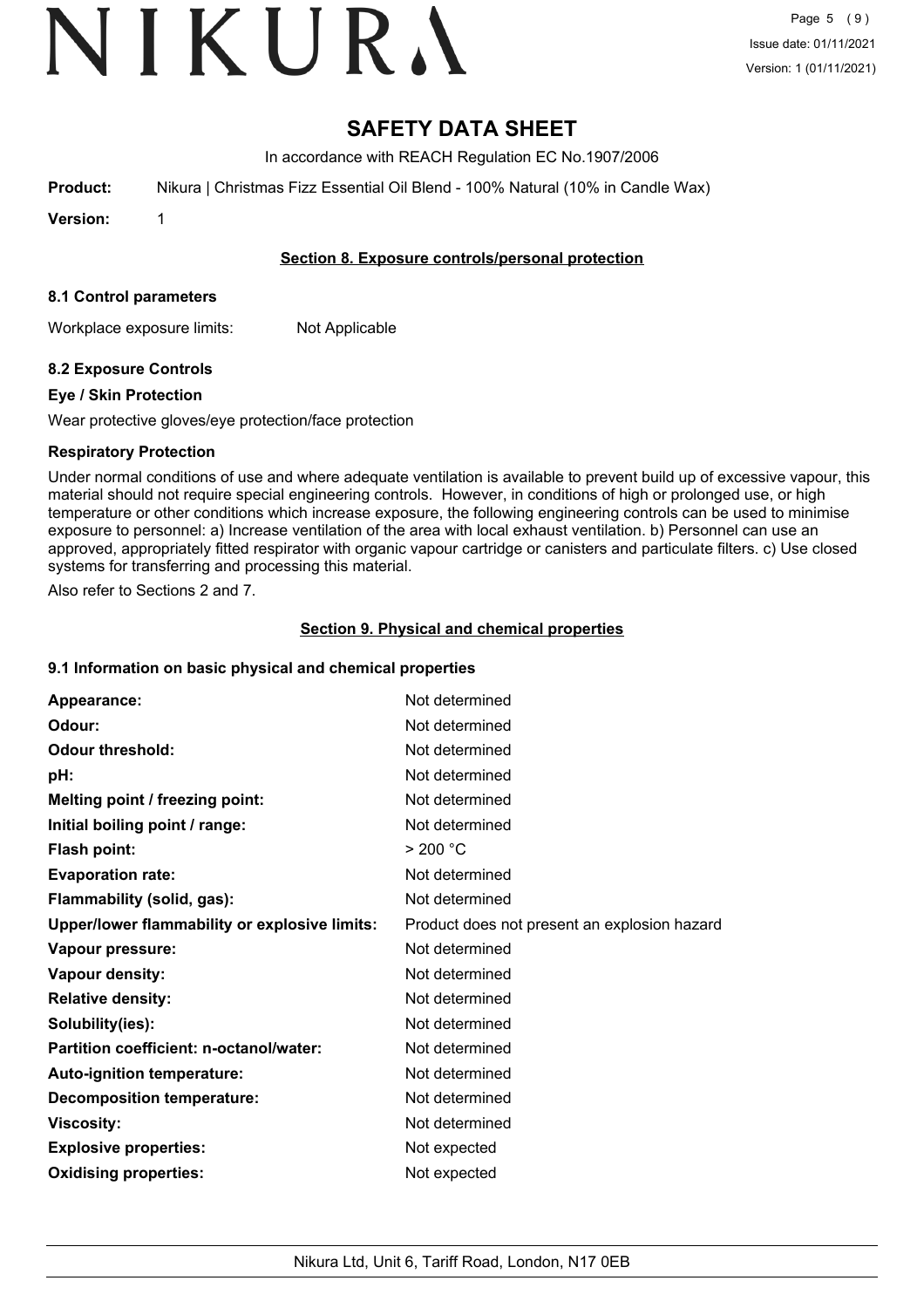# SAFETY DATA SHEET

In accordance with REACH Regulation EC No.1907/2006

**Product:** Nikura | Christmas Fizz Essential Oil Blend - 100% Natural (10% in Candle Wax)

**Version:** 1

## Section 8. Exposure controls/personal protection

### 8.1 Control parameters

Workplace exposure limits: Not Applicable

### 8.2 Exposure Controls

**Eye / Skin Protection**

Wear protective gloves/eye protection/face protection

**Respiratory Protection**

Under normal conditions of use and where adequate ventilation is available to prevent build up of excessive vapour, this material should not require special engineering controls. However, in conditions of high or prolonged use, or high temperature or other conditions which increase exposure, the following engineering controls can be used to minimise exposure to personnel: a) Increase ventilation of the area with local exhaust ventilation. b) Personnel can use an approved, appropriately fitted respirator with organic vapour cartridge or canisters and particulate filters. c) Use closed systems for transferring and processing this material.

Also refer to Sections 2 and 7.

## Section 9. Physical and chemical properties

### 9.1 Information on basic physical and chemical properties

| | |
|---|---|
| **Appearance:** | Not determined |
| **Odour:** | Not determined |
| **Odour threshold:** | Not determined |
| **pH:** | Not determined |
| **Melting point / freezing point:** | Not determined |
| **Initial boiling point / range:** | Not determined |
| **Flash point:** | > 200 °C |
| **Evaporation rate:** | Not determined |
| **Flammability (solid, gas):** | Not determined |
| **Upper/lower flammability or explosive limits:** | Product does not present an explosion hazard |
| **Vapour pressure:** | Not determined |
| **Vapour density:** | Not determined |
| **Relative density:** | Not determined |
| **Solubility(ies):** | Not determined |
| **Partition coefficient: n-octanol/water:** | Not determined |
| **Auto-ignition temperature:** | Not determined |
| **Decomposition temperature:** | Not determined |
| **Viscosity:** | Not determined |
| **Explosive properties:** | Not expected |
| **Oxidising properties:** | Not expected |

Nikura Ltd, Unit 6, Tariff Road, London, N17 0EB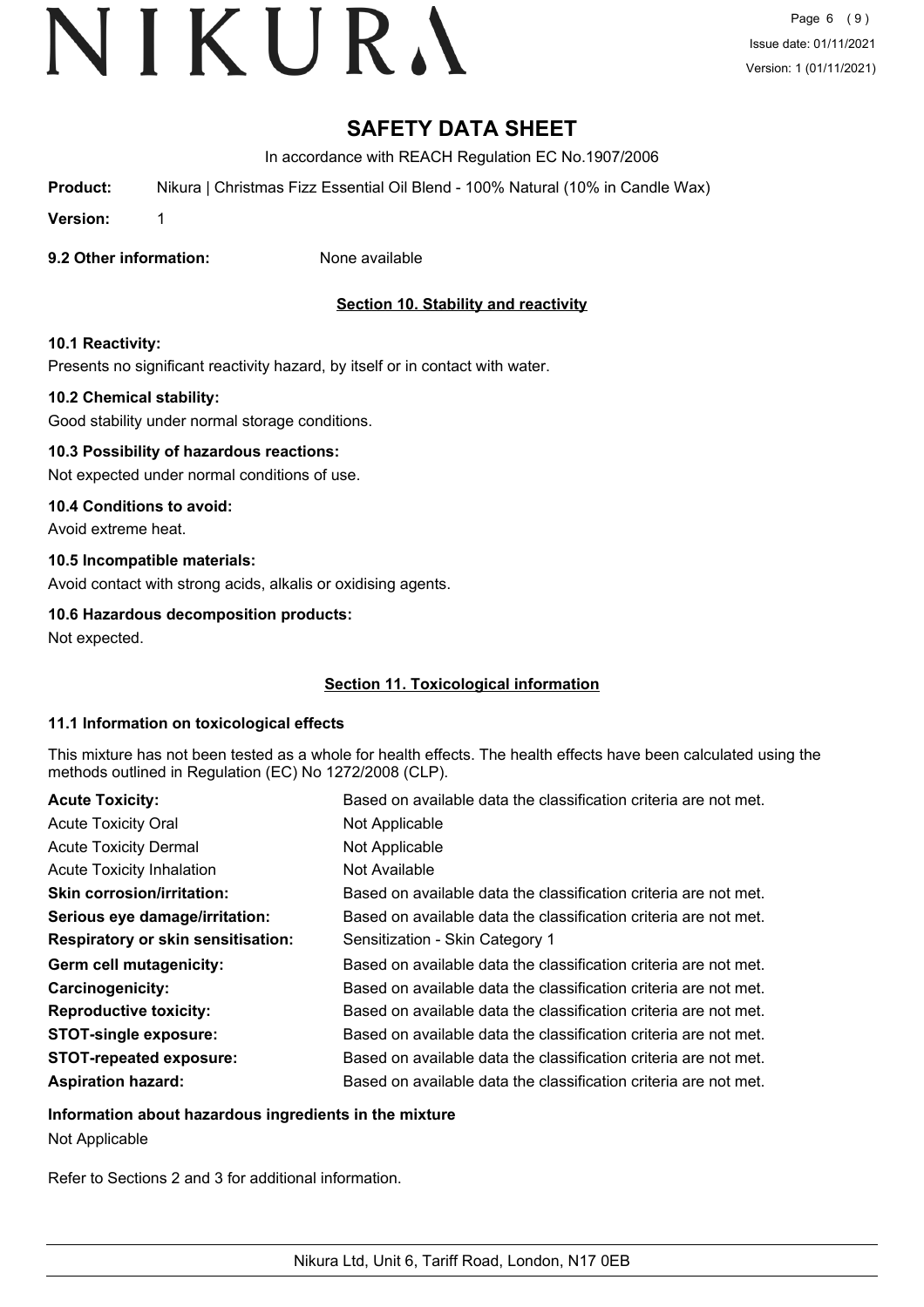# SAFETY DATA SHEET

In accordance with REACH Regulation EC No.1907/2006

**Product:** Nikura | Christmas Fizz Essential Oil Blend - 100% Natural (10% in Candle Wax)

**Version:** 1

**9.2 Other information:** None available

## Section 10. Stability and reactivity

**10.1 Reactivity:**

Presents no significant reactivity hazard, by itself or in contact with water.

**10.2 Chemical stability:**

Good stability under normal storage conditions.

**10.3 Possibility of hazardous reactions:**

Not expected under normal conditions of use.

**10.4 Conditions to avoid:**

Avoid extreme heat.

**10.5 Incompatible materials:**

Avoid contact with strong acids, alkalis or oxidising agents.

**10.6 Hazardous decomposition products:**

Not expected.

## Section 11. Toxicological information

**11.1 Information on toxicological effects**

This mixture has not been tested as a whole for health effects. The health effects have been calculated using the methods outlined in Regulation (EC) No 1272/2008 (CLP).

| | |
|---|---|
| **Acute Toxicity:** | Based on available data the classification criteria are not met. |
| Acute Toxicity Oral | Not Applicable |
| Acute Toxicity Dermal | Not Applicable |
| Acute Toxicity Inhalation | Not Available |
| **Skin corrosion/irritation:** | Based on available data the classification criteria are not met. |
| **Serious eye damage/irritation:** | Based on available data the classification criteria are not met. |
| **Respiratory or skin sensitisation:** | Sensitization - Skin Category 1 |
| **Germ cell mutagenicity:** | Based on available data the classification criteria are not met. |
| **Carcinogenicity:** | Based on available data the classification criteria are not met. |
| **Reproductive toxicity:** | Based on available data the classification criteria are not met. |
| **STOT-single exposure:** | Based on available data the classification criteria are not met. |
| **STOT-repeated exposure:** | Based on available data the classification criteria are not met. |
| **Aspiration hazard:** | Based on available data the classification criteria are not met. |

**Information about hazardous ingredients in the mixture**

Not Applicable

Refer to Sections 2 and 3 for additional information.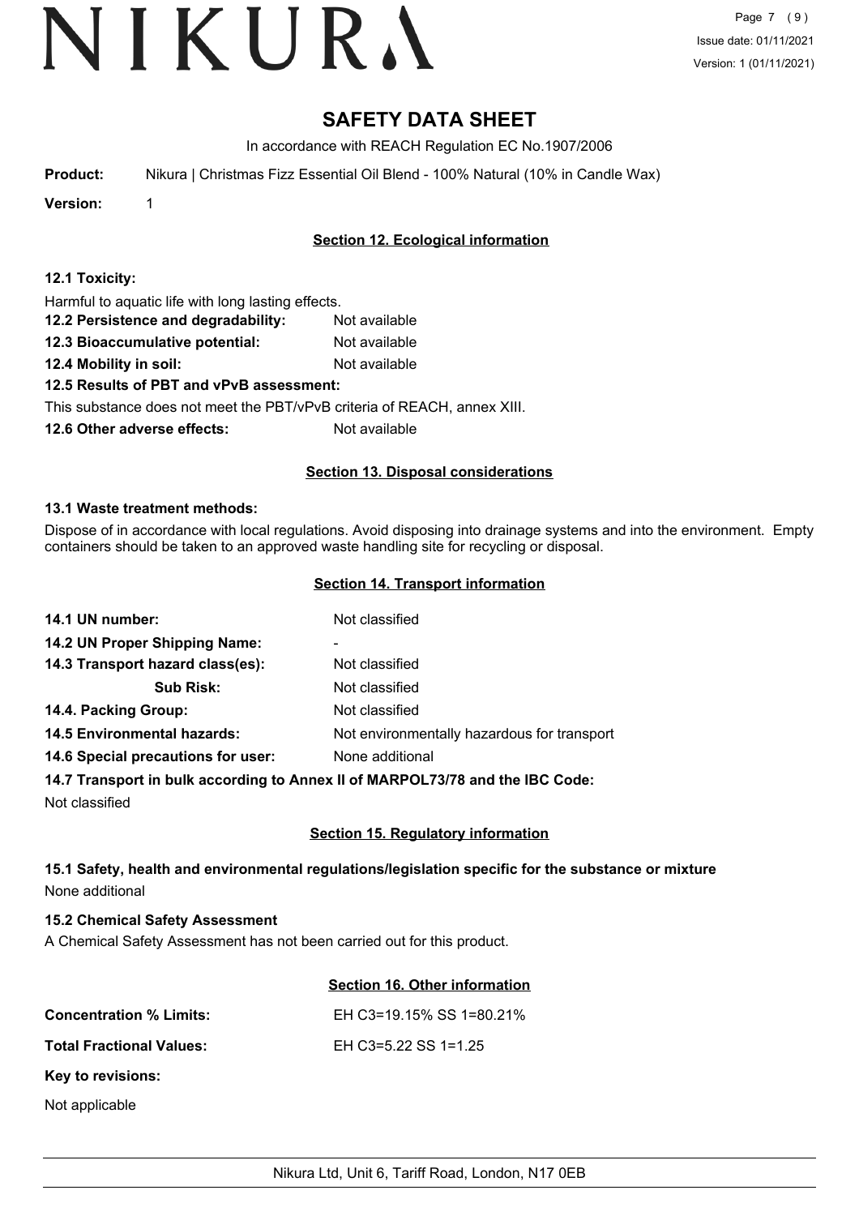# SAFETY DATA SHEET

In accordance with REACH Regulation EC No.1907/2006

**Product:** Nikura | Christmas Fizz Essential Oil Blend - 100% Natural (10% in Candle Wax)

**Version:** 1

## Section 12. Ecological information

**12.1 Toxicity:**

Harmful to aquatic life with long lasting effects.

**12.2 Persistence and degradability:** Not available

**12.3 Bioaccumulative potential:** Not available

**12.4 Mobility in soil:** Not available

**12.5 Results of PBT and vPvB assessment:**

This substance does not meet the PBT/vPvB criteria of REACH, annex XIII.

**12.6 Other adverse effects:** Not available

## Section 13. Disposal considerations

**13.1 Waste treatment methods:**

Dispose of in accordance with local regulations. Avoid disposing into drainage systems and into the environment. Empty containers should be taken to an approved waste handling site for recycling or disposal.

## Section 14. Transport information

**14.1 UN number:** Not classified

**14.2 UN Proper Shipping Name:** -

**14.3 Transport hazard class(es):** Not classified

**Sub Risk:** Not classified

**14.4. Packing Group:** Not classified

**14.5 Environmental hazards:** Not environmentally hazardous for transport

**14.6 Special precautions for user:** None additional

**14.7 Transport in bulk according to Annex II of MARPOL73/78 and the IBC Code:**

Not classified

## Section 15. Regulatory information

**15.1 Safety, health and environmental regulations/legislation specific for the substance or mixture**

None additional

**15.2 Chemical Safety Assessment**

A Chemical Safety Assessment has not been carried out for this product.

## Section 16. Other information

**Concentration % Limits:** EH C3=19.15% SS 1=80.21%

**Total Fractional Values:** EH C3=5.22 SS 1=1.25

**Key to revisions:**

Not applicable

Nikura Ltd, Unit 6, Tariff Road, London, N17 0EB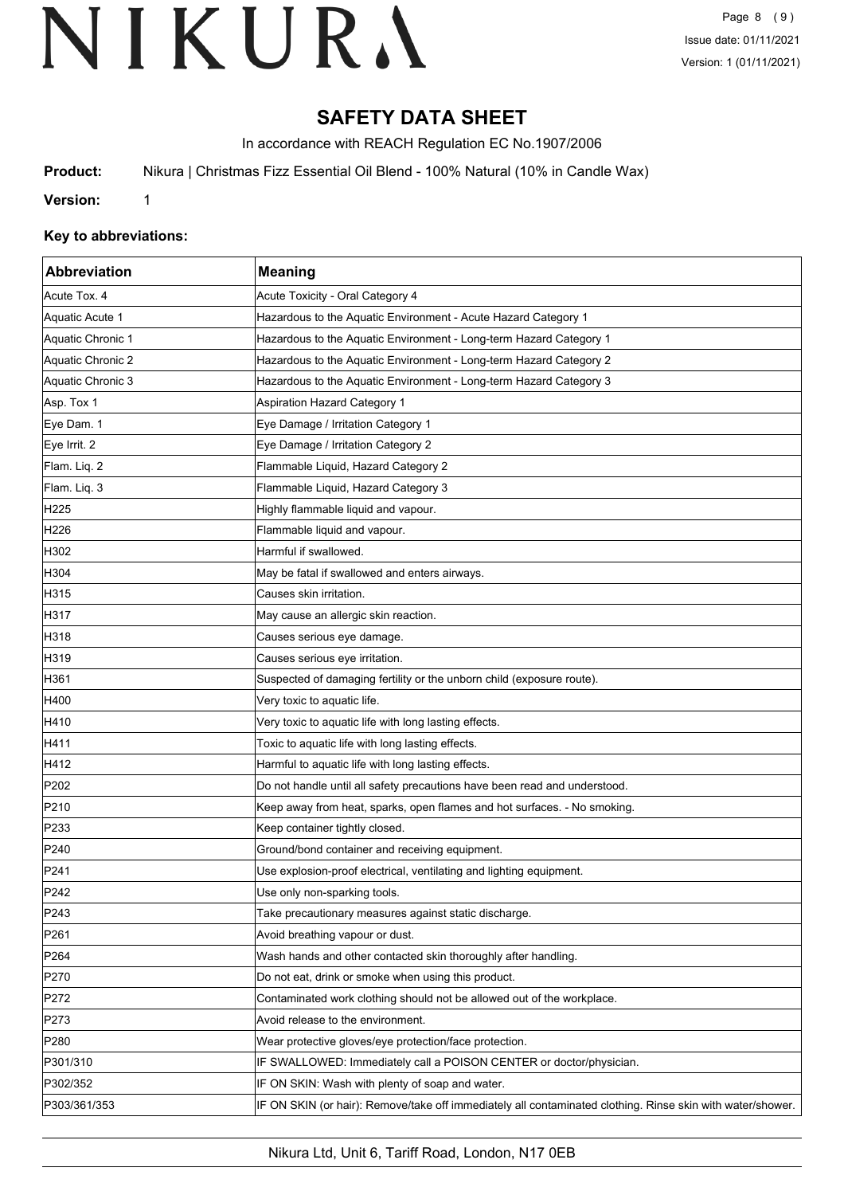# SAFETY DATA SHEET

In accordance with REACH Regulation EC No.1907/2006

**Product:** Nikura | Christmas Fizz Essential Oil Blend - 100% Natural (10% in Candle Wax)

**Version:** 1

### Key to abbreviations:

| Abbreviation | Meaning |
|---|---|
| Acute Tox. 4 | Acute Toxicity - Oral Category 4 |
| Aquatic Acute 1 | Hazardous to the Aquatic Environment - Acute Hazard Category 1 |
| Aquatic Chronic 1 | Hazardous to the Aquatic Environment - Long-term Hazard Category 1 |
| Aquatic Chronic 2 | Hazardous to the Aquatic Environment - Long-term Hazard Category 2 |
| Aquatic Chronic 3 | Hazardous to the Aquatic Environment - Long-term Hazard Category 3 |
| Asp. Tox 1 | Aspiration Hazard Category 1 |
| Eye Dam. 1 | Eye Damage / Irritation Category 1 |
| Eye Irrit. 2 | Eye Damage / Irritation Category 2 |
| Flam. Liq. 2 | Flammable Liquid, Hazard Category 2 |
| Flam. Liq. 3 | Flammable Liquid, Hazard Category 3 |
| H225 | Highly flammable liquid and vapour. |
| H226 | Flammable liquid and vapour. |
| H302 | Harmful if swallowed. |
| H304 | May be fatal if swallowed and enters airways. |
| H315 | Causes skin irritation. |
| H317 | May cause an allergic skin reaction. |
| H318 | Causes serious eye damage. |
| H319 | Causes serious eye irritation. |
| H361 | Suspected of damaging fertility or the unborn child (exposure route). |
| H400 | Very toxic to aquatic life. |
| H410 | Very toxic to aquatic life with long lasting effects. |
| H411 | Toxic to aquatic life with long lasting effects. |
| H412 | Harmful to aquatic life with long lasting effects. |
| P202 | Do not handle until all safety precautions have been read and understood. |
| P210 | Keep away from heat, sparks, open flames and hot surfaces. - No smoking. |
| P233 | Keep container tightly closed. |
| P240 | Ground/bond container and receiving equipment. |
| P241 | Use explosion-proof electrical, ventilating and lighting equipment. |
| P242 | Use only non-sparking tools. |
| P243 | Take precautionary measures against static discharge. |
| P261 | Avoid breathing vapour or dust. |
| P264 | Wash hands and other contacted skin thoroughly after handling. |
| P270 | Do not eat, drink or smoke when using this product. |
| P272 | Contaminated work clothing should not be allowed out of the workplace. |
| P273 | Avoid release to the environment. |
| P280 | Wear protective gloves/eye protection/face protection. |
| P301/310 | IF SWALLOWED: Immediately call a POISON CENTER or doctor/physician. |
| P302/352 | IF ON SKIN: Wash with plenty of soap and water. |
| P303/361/353 | IF ON SKIN (or hair): Remove/take off immediately all contaminated clothing. Rinse skin with water/shower. |

Nikura Ltd, Unit 6, Tariff Road, London, N17 0EB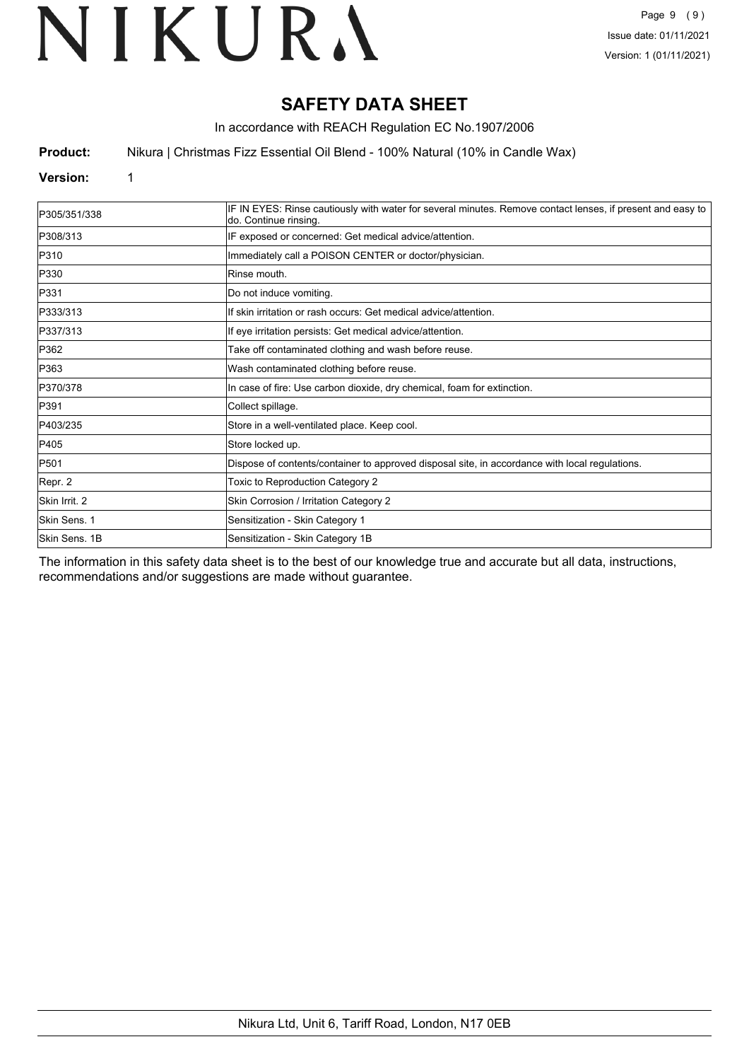# SAFETY DATA SHEET

In accordance with REACH Regulation EC No.1907/2006

**Product:** Nikura | Christmas Fizz Essential Oil Blend - 100% Natural (10% in Candle Wax)

**Version:** 1

| | |
|---|---|
| P305/351/338 | IF IN EYES: Rinse cautiously with water for several minutes. Remove contact lenses, if present and easy to do. Continue rinsing. |
| P308/313 | IF exposed or concerned: Get medical advice/attention. |
| P310 | Immediately call a POISON CENTER or doctor/physician. |
| P330 | Rinse mouth. |
| P331 | Do not induce vomiting. |
| P333/313 | If skin irritation or rash occurs: Get medical advice/attention. |
| P337/313 | If eye irritation persists: Get medical advice/attention. |
| P362 | Take off contaminated clothing and wash before reuse. |
| P363 | Wash contaminated clothing before reuse. |
| P370/378 | In case of fire: Use carbon dioxide, dry chemical, foam for extinction. |
| P391 | Collect spillage. |
| P403/235 | Store in a well-ventilated place. Keep cool. |
| P405 | Store locked up. |
| P501 | Dispose of contents/container to approved disposal site, in accordance with local regulations. |
| Repr. 2 | Toxic to Reproduction Category 2 |
| Skin Irrit. 2 | Skin Corrosion / Irritation Category 2 |
| Skin Sens. 1 | Sensitization - Skin Category 1 |
| Skin Sens. 1B | Sensitization - Skin Category 1B |

The information in this safety data sheet is to the best of our knowledge true and accurate but all data, instructions, recommendations and/or suggestions are made without guarantee.